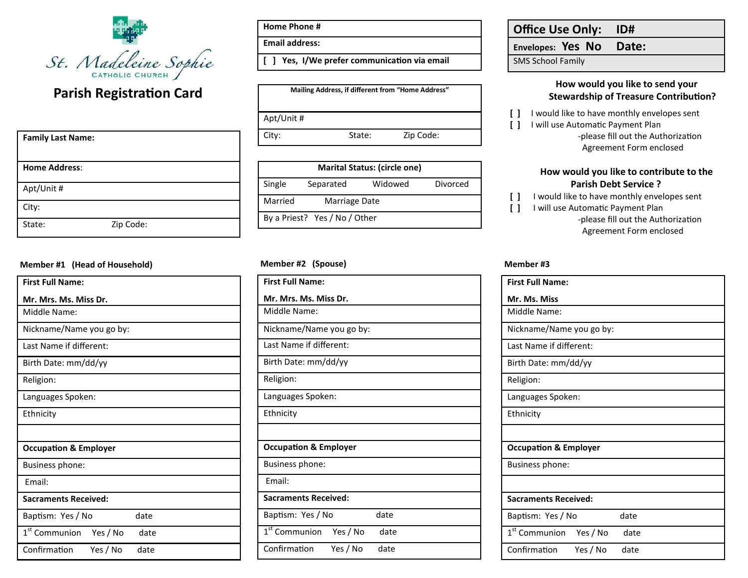St. Madeleine Sophie
CATHOLIC CHURCH

# Parish Registration Card

| Family Last Name: |
|---|
| **Home Address**: |
| Apt/Unit # |
| City: |
| State: Zip Code: |

| Home Phone # |
|---|
| **Email address:** |
| **[ ] Yes, I/We prefer communication via email** |

| Mailing Address, if different from "Home Address" |
|---|
| Apt/Unit # |
| City: State: Zip Code: |

| Marital Status: (circle one) |
|---|
| Single Separated Widowed Divorced |
| Married Marriage Date |
| By a Priest? Yes / No / Other |

| Office Use Only: ID# |
|---|
| Envelopes: Yes No Date: |
| SMS School Family |

**How would you like to send your Stewardship of Treasure Contribution?**

[ ] I would like to have monthly envelopes sent
[ ] I will use Automatic Payment Plan
-please fill out the Authorization Agreement Form enclosed

**How would you like to contribute to the Parish Debt Service ?**

[ ] I would like to have monthly envelopes sent
[ ] I will use Automatic Payment Plan
-please fill out the Authorization Agreement Form enclosed

| Member #1 (Head of Household) | Member #2 (Spouse) | Member #3 |
|---|---|---|
| **First Full Name:** **Mr. Mrs. Ms. Miss Dr.** | **First Full Name:** **Mr. Mrs. Ms. Miss Dr.** | **First Full Name:** **Mr. Ms. Miss** |
| Middle Name: | Middle Name: | Middle Name: |
| Nickname/Name you go by: | Nickname/Name you go by: | Nickname/Name you go by: |
| Last Name if different: | Last Name if different: | Last Name if different: |
| Birth Date: mm/dd/yy | Birth Date: mm/dd/yy | Birth Date: mm/dd/yy |
| Religion: | Religion: | Religion: |
| Languages Spoken: | Languages Spoken: | Languages Spoken: |
| Ethnicity | Ethnicity | Ethnicity |
| | | |
| **Occupation & Employer** | **Occupation & Employer** | **Occupation & Employer** |
| Business phone: | Business phone: | Business phone: |
| Email: | Email: | |
| **Sacraments Received:** | **Sacraments Received:** | **Sacraments Received:** |
| Baptism: Yes / No date | Baptism: Yes / No date | Baptism: Yes / No date |
| 1st Communion Yes / No date | 1st Communion Yes / No date | 1st Communion Yes / No date |
| Confirmation Yes / No date | Confirmation Yes / No date | Confirmation Yes / No date |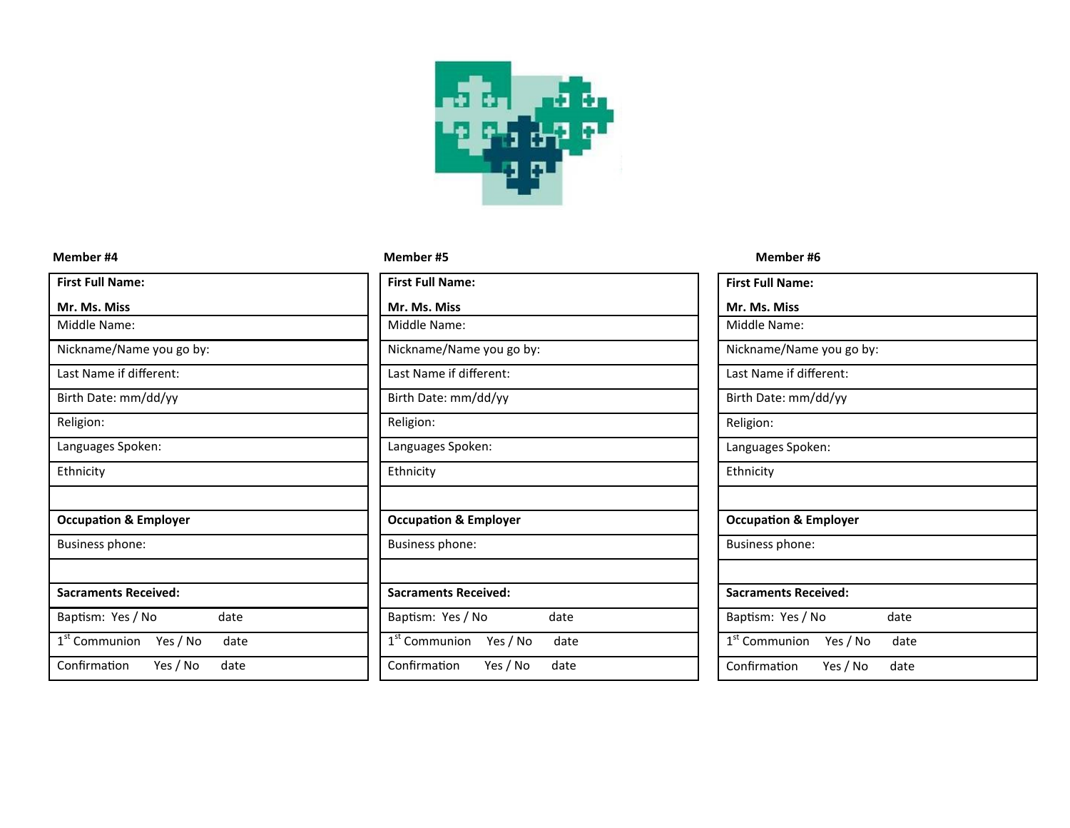**Member #4**

| |
|---|
| **First Full Name:**<br>**Mr. Ms. Miss** |
| Middle Name: |
| Nickname/Name you go by: |
| Last Name if different: |
| Birth Date: mm/dd/yy |
| Religion: |
| Languages Spoken: |
| Ethnicity |
| |
| **Occupation & Employer** |
| Business phone: |
| |
| **Sacraments Received:** |
| Baptism: Yes / No date |
| 1st Communion Yes / No date |
| Confirmation Yes / No date |

**Member #5**

| |
|---|
| **First Full Name:**<br>**Mr. Ms. Miss** |
| Middle Name: |
| Nickname/Name you go by: |
| Last Name if different: |
| Birth Date: mm/dd/yy |
| Religion: |
| Languages Spoken: |
| Ethnicity |
| |
| **Occupation & Employer** |
| Business phone: |
| |
| **Sacraments Received:** |
| Baptism: Yes / No date |
| 1st Communion Yes / No date |
| Confirmation Yes / No date |

**Member #6**

| |
|---|
| **First Full Name:**<br>**Mr. Ms. Miss** |
| Middle Name: |
| Nickname/Name you go by: |
| Last Name if different: |
| Birth Date: mm/dd/yy |
| Religion: |
| Languages Spoken: |
| Ethnicity |
| |
| **Occupation & Employer** |
| Business phone: |
| |
| **Sacraments Received:** |
| Baptism: Yes / No date |
| 1st Communion Yes / No date |
| Confirmation Yes / No date |